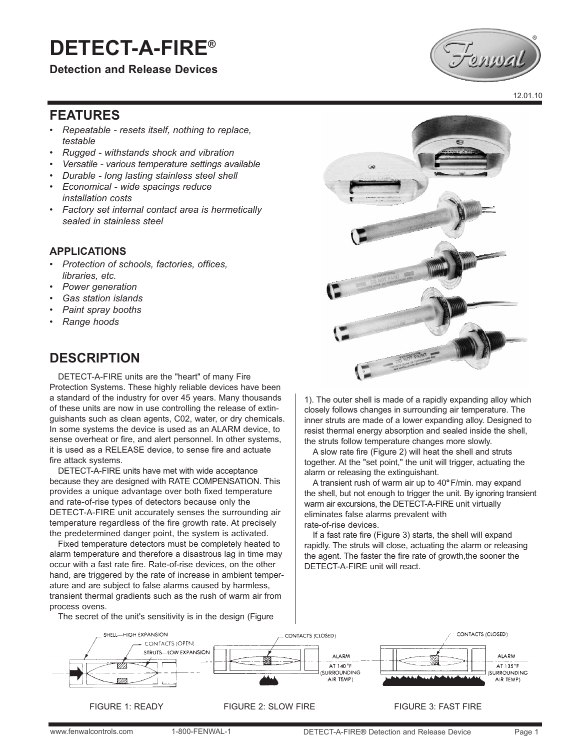# DETECT-A-FIRE®

**Detection and Release Devices**

12.01.10

## FEATURES

- *Repeatable - resets itself, nothing to replace, testable*
- *Rugged - withstands shock and vibration*
- *Versatile - various temperature settings available*
- *Durable - long lasting stainless steel shell*
- *Economical - wide spacings reduce installation costs*
- *Factory set internal contact area is hermetically sealed in stainless steel*

### APPLICATIONS

- *Protection of schools, factories, offices, libraries, etc.*
- *Power generation*
- *Gas station islands*
- *Paint spray booths*
- *Range hoods*

## DESCRIPTION

DETECT-A-FIRE units are the "heart" of many Fire Protection Systems. These highly reliable devices have been a standard of the industry for over 45 years. Many thousands of these units are now in use controlling the release of extinguishants such as clean agents, C02, water, or dry chemicals. In some systems the device is used as an ALARM device, to sense overheat or fire, and alert personnel. In other systems, it is used as a RELEASE device, to sense fire and actuate fire attack systems.

DETECT-A-FIRE units have met with wide acceptance because they are designed with RATE COMPENSATION. This provides a unique advantage over both fixed temperature and rate-of-rise types of detectors because only the DETECT-A-FIRE unit accurately senses the surrounding air temperature regardless of the fire growth rate. At precisely the predetermined danger point, the system is activated.

Fixed temperature detectors must be completely heated to alarm temperature and therefore a disastrous lag in time may occur with a fast rate fire. Rate-of-rise devices, on the other hand, are triggered by the rate of increase in ambient temperature and are subject to false alarms caused by harmless, transient thermal gradients such as the rush of warm air from process ovens.

The secret of the unit's sensitivity is in the design (Figure 1). The outer shell is made of a rapidly expanding alloy which closely follows changes in surrounding air temperature. The inner struts are made of a lower expanding alloy. Designed to resist thermal energy absorption and sealed inside the shell, the struts follow temperature changes more slowly.

A slow rate fire (Figure 2) will heat the shell and struts together. At the "set point," the unit will trigger, actuating the alarm or releasing the extinguishant.

A transient rush of warm air up to 40°F/min. may expand the shell, but not enough to trigger the unit. By ignoring transient warm air excursions, the DETECT-A-FIRE unit virtually eliminates false alarms prevalent with rate-of-rise devices.

If a fast rate fire (Figure 3) starts, the shell will expand rapidly. The struts will close, actuating the alarm or releasing the agent. The faster the fire rate of growth,the sooner the DETECT-A-FIRE unit will react.

SHELL—HIGH EXPANSION
CONTACTS (OPEN)
STRUTS—LOW EXPANSION

FIGURE 1: READY

CONTACTS (CLOSED)
ALARM AT 140°F (SURROUNDING AIR TEMP)

FIGURE 2: SLOW FIRE

CONTACTS (CLOSED)
ALARM AT 135°F (SURROUNDING AIR TEMP)

FIGURE 3: FAST FIRE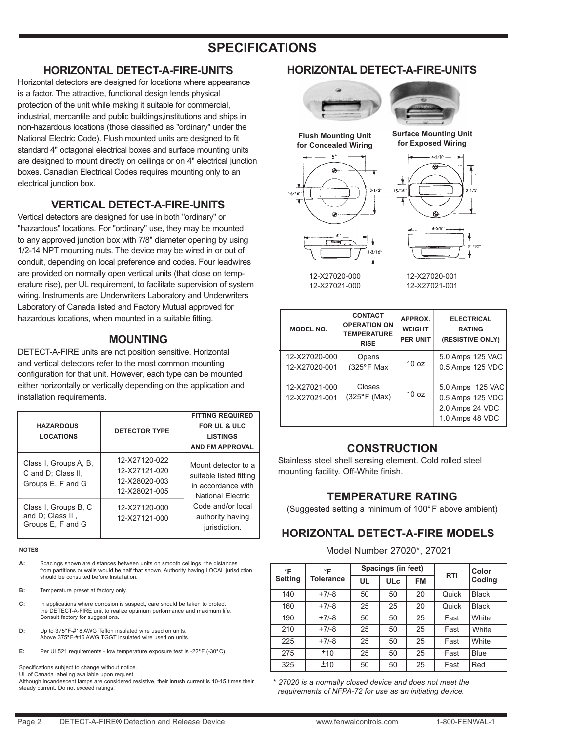# SPECIFICATIONS

## HORIZONTAL DETECT-A-FIRE-UNITS

Horizontal detectors are designed for locations where appearance is a factor. The attractive, functional design lends physical protection of the unit while making it suitable for commercial, industrial, mercantile and public buildings,institutions and ships in non-hazardous locations (those classified as "ordinary" under the National Electric Code). Flush mounted units are designed to fit standard 4" octagonal electrical boxes and surface mounting units are designed to mount directly on ceilings or on 4" electrical junction boxes. Canadian Electrical Codes requires mounting only to an electrical junction box.

## VERTICAL DETECT-A-FIRE-UNITS

Vertical detectors are designed for use in both "ordinary" or "hazardous" locations. For "ordinary" use, they may be mounted to any approved junction box with 7/8" diameter opening by using 1/2-14 NPT mounting nuts. The device may be wired in or out of conduit, depending on local preference and codes. Four leadwires are provided on normally open vertical units (that close on temperature rise), per UL requirement, to facilitate supervision of system wiring. Instruments are Underwriters Laboratory and Underwriters Laboratory of Canada listed and Factory Mutual approved for hazardous locations, when mounted in a suitable fitting.

## MOUNTING

DETECT-A-FIRE units are not position sensitive. Horizontal and vertical detectors refer to the most common mounting configuration for that unit. However, each type can be mounted either horizontally or vertically depending on the application and installation requirements.

| HAZARDOUS LOCATIONS | DETECTOR TYPE | FITTING REQUIRED FOR UL & ULC LISTINGS AND FM APPROVAL |
|---|---|---|
| Class I, Groups A, B, C and D; Class II, Groups E, F and G | 12-X27120-022<br>12-X27121-020<br>12-X28020-003<br>12-X28021-005 | Mount detector to a suitable listed fitting in accordance with National Electric Code and/or local authority having jurisdiction. |
| Class I, Groups B, C and D; Class II , Groups E, F and G | 12-X27120-000<br>12-X27121-000 | |

**NOTES**

**A:** Spacings shown are distances between units on smooth ceilings, the distances from partitions or walls would be half that shown. Authority having LOCAL jurisdiction should be consulted before installation.

**B:** Temperature preset at factory only.

**C:** In applications where corrosion is suspect, care should be taken to protect the DETECT-A-FIRE unit to realize optimum performance and maximum life. Consult factory for suggestions.

**D:** Up to 375°F-#18 AWG Teflon insulated wire used on units. Above 375°F-#16 AWG TGGT insulated wire used on units.

**E:** Per UL521 requirements - low temperature exposure test is -22°F (-30°C)

Specifications subject to change without notice.
UL of Canada labeling available upon request.
Although incandescent lamps are considered resistive, their inrush current is 10-15 times their steady current. Do not exceed ratings.

## HORIZONTAL DETECT-A-FIRE-UNITS

Flush Mounting Unit for Concealed Wiring

Surface Mounting Unit for Exposed Wiring

12-X27020-000
12-X27021-000

12-X27020-001
12-X27021-001

| MODEL NO. | CONTACT OPERATION ON TEMPERATURE RISE | APPROX. WEIGHT PER UNIT | ELECTRICAL RATING (RESISTIVE ONLY) |
|---|---|---|---|
| 12-X27020-000<br>12-X27020-001 | Opens<br>(325°F Max | 10 oz | 5.0 Amps 125 VAC<br>0.5 Amps 125 VDC |
| 12-X27021-000<br>12-X27021-001 | Closes<br>(325°F (Max) | 10 oz | 5.0 Amps 125 VAC<br>0.5 Amps 125 VDC<br>2.0 Amps 24 VDC<br>1.0 Amps 48 VDC |

## CONSTRUCTION

Stainless steel shell sensing element. Cold rolled steel mounting facility. Off-White finish.

## TEMPERATURE RATING

(Suggested setting a minimum of 100°F above ambient)

## HORIZONTAL DETECT-A-FIRE MODELS

Model Number 27020*, 27021

| °F Setting | °F Tolerance | Spacings (in feet) | | | RTI | Color Coding |
|---|---|---|---|---|---|---|
| | | UL | ULc | FM | | |
| 140 | +7/-8 | 50 | 50 | 20 | Quick | Black |
| 160 | +7/-8 | 25 | 25 | 20 | Quick | Black |
| 190 | +7/-8 | 50 | 50 | 25 | Fast | White |
| 210 | +7/-8 | 25 | 50 | 25 | Fast | White |
| 225 | +7/-8 | 25 | 50 | 25 | Fast | White |
| 275 | ±10 | 25 | 50 | 25 | Fast | Blue |
| 325 | ±10 | 50 | 50 | 25 | Fast | Red |

*\* 27020 is a normally closed device and does not meet the requirements of NFPA-72 for use as an initiating device.*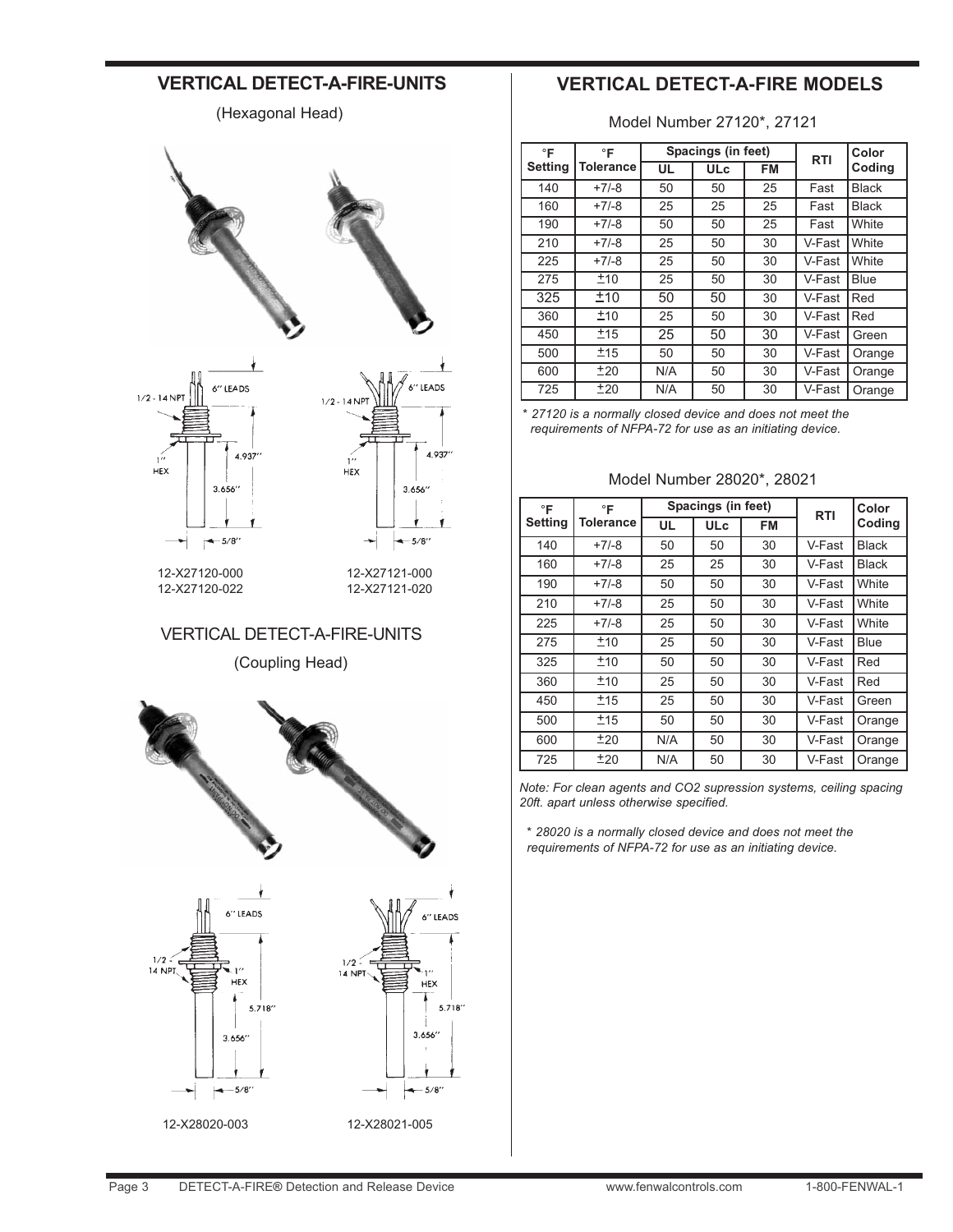## VERTICAL DETECT-A-FIRE-UNITS

(Hexagonal Head)

1/2 - 14 NPT, 6" LEADS, 1" HEX, 4.937", 3.656", 5/8"

12-X27120-000
12-X27120-022

1/2 - 14 NPT, 6" LEADS, 1" HEX, 4.937", 3.656", 5/8"

12-X27121-000
12-X27121-020

## VERTICAL DETECT-A-FIRE-UNITS

(Coupling Head)

1/2 - 14 NPT, 6" LEADS, 1" HEX, 5.718", 3.656", 5/8"

12-X28020-003

1/2 - 14 NPT, 6" LEADS, 1" HEX, 5.718", 3.656", 5/8"

12-X28021-005

## VERTICAL DETECT-A-FIRE MODELS

Model Number 27120*, 27121

| °F Setting | °F Tolerance | Spacings (in feet) | | | RTI | Color Coding |
|---|---|---|---|---|---|---|
| | | UL | ULc | FM | | |
| 140 | +7/-8 | 50 | 50 | 25 | Fast | Black |
| 160 | +7/-8 | 25 | 25 | 25 | Fast | Black |
| 190 | +7/-8 | 50 | 50 | 25 | Fast | White |
| 210 | +7/-8 | 25 | 50 | 30 | V-Fast | White |
| 225 | +7/-8 | 25 | 50 | 30 | V-Fast | White |
| 275 | ±10 | 25 | 50 | 30 | V-Fast | Blue |
| 325 | ±10 | 50 | 50 | 30 | V-Fast | Red |
| 360 | ±10 | 25 | 50 | 30 | V-Fast | Red |
| 450 | ±15 | 25 | 50 | 30 | V-Fast | Green |
| 500 | ±15 | 50 | 50 | 30 | V-Fast | Orange |
| 600 | ±20 | N/A | 50 | 30 | V-Fast | Orange |
| 725 | ±20 | N/A | 50 | 30 | V-Fast | Orange |

*\* 27120 is a normally closed device and does not meet the requirements of NFPA-72 for use as an initiating device.*

Model Number 28020*, 28021

| °F Setting | °F Tolerance | Spacings (in feet) | | | RTI | Color Coding |
|---|---|---|---|---|---|---|
| | | UL | ULc | FM | | |
| 140 | +7/-8 | 50 | 50 | 30 | V-Fast | Black |
| 160 | +7/-8 | 25 | 25 | 30 | V-Fast | Black |
| 190 | +7/-8 | 50 | 50 | 30 | V-Fast | White |
| 210 | +7/-8 | 25 | 50 | 30 | V-Fast | White |
| 225 | +7/-8 | 25 | 50 | 30 | V-Fast | White |
| 275 | ±10 | 25 | 50 | 30 | V-Fast | Blue |
| 325 | ±10 | 50 | 50 | 30 | V-Fast | Red |
| 360 | ±10 | 25 | 50 | 30 | V-Fast | Red |
| 450 | ±15 | 25 | 50 | 30 | V-Fast | Green |
| 500 | ±15 | 50 | 50 | 30 | V-Fast | Orange |
| 600 | ±20 | N/A | 50 | 30 | V-Fast | Orange |
| 725 | ±20 | N/A | 50 | 30 | V-Fast | Orange |

*Note: For clean agents and $CO_2$ supression systems, ceiling spacing 20ft. apart unless otherwise specified.*

*\* 28020 is a normally closed device and does not meet the requirements of NFPA-72 for use as an initiating device.*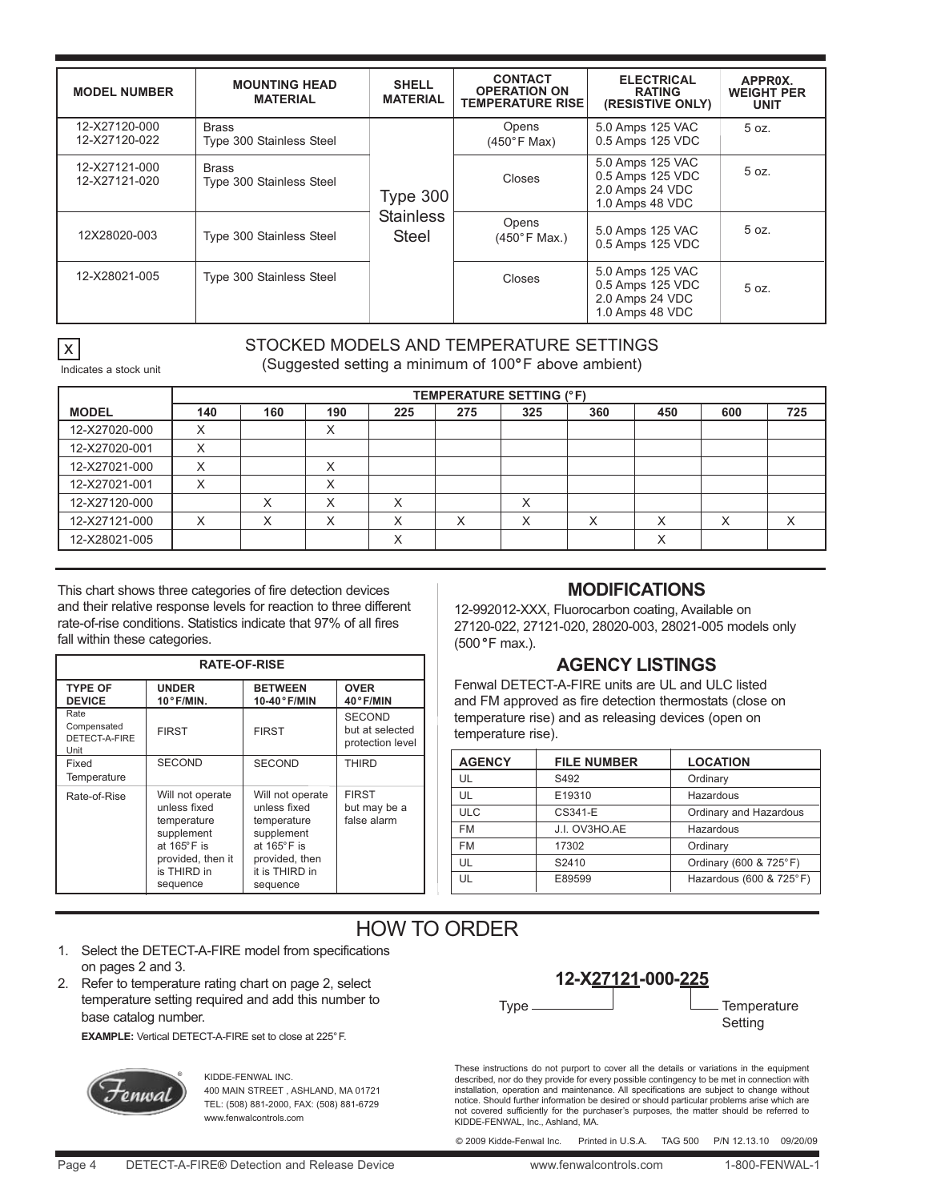| MODEL NUMBER | MOUNTING HEAD MATERIAL | SHELL MATERIAL | CONTACT OPERATION ON TEMPERATURE RISE | ELECTRICAL RATING (RESISTIVE ONLY) | APPR0X. WEIGHT PER UNIT |
|---|---|---|---|---|---|
| 12-X27120-000<br>12-X27120-022 | Brass<br>Type 300 Stainless Steel | Type 300 Stainless Steel | Opens (450°F Max) | 5.0 Amps 125 VAC<br>0.5 Amps 125 VDC | 5 oz. |
| 12-X27121-000<br>12-X27121-020 | Brass<br>Type 300 Stainless Steel | | Closes | 5.0 Amps 125 VAC<br>0.5 Amps 125 VDC<br>2.0 Amps 24 VDC<br>1.0 Amps 48 VDC | 5 oz. |
| 12X28020-003 | Type 300 Stainless Steel | | Opens (450°F Max.) | 5.0 Amps 125 VAC<br>0.5 Amps 125 VDC | 5 oz. |
| 12-X28021-005 | Type 300 Stainless Steel | | Closes | 5.0 Amps 125 VAC<br>0.5 Amps 125 VDC<br>2.0 Amps 24 VDC<br>1.0 Amps 48 VDC | 5 oz. |

X Indicates a stock unit

## STOCKED MODELS AND TEMPERATURE SETTINGS

(Suggested setting a minimum of 100°F above ambient)

| | TEMPERATURE SETTING (°F) | | | | | | | | | |
|---|---|---|---|---|---|---|---|---|---|---|
| MODEL | 140 | 160 | 190 | 225 | 275 | 325 | 360 | 450 | 600 | 725 |
| 12-X27020-000 | X | | X | | | | | | | |
| 12-X27020-001 | X | | | | | | | | | |
| 12-X27021-000 | X | | X | | | | | | | |
| 12-X27021-001 | X | | X | | | | | | | |
| 12-X27120-000 | | X | X | X | | X | | | | |
| 12-X27121-000 | X | X | X | X | X | X | X | X | X | X |
| 12-X28021-005 | | | | X | | | | X | | |

This chart shows three categories of fire detection devices and their relative response levels for reaction to three different rate-of-rise conditions. Statistics indicate that 97% of all fires fall within these categories.

| | RATE-OF-RISE | | |
|---|---|---|---|
| TYPE OF DEVICE | UNDER 10°F/MIN. | BETWEEN 10-40°F/MIN | OVER 40°F/MIN |
| Rate Compensated DETECT-A-FIRE Unit | FIRST | FIRST | SECOND but at selected protection level |
| Fixed Temperature | SECOND | SECOND | THIRD |
| Rate-of-Rise | Will not operate unless fixed temperature supplement at 165°F is provided, then it is THIRD in sequence | Will not operate unless fixed temperature supplement at 165°F is provided, then it is THIRD in sequence | FIRST but may be a false alarm |

## MODIFICATIONS

12-992012-XXX, Fluorocarbon coating, Available on 27120-022, 27121-020, 28020-003, 28021-005 models only (500°F max.).

## AGENCY LISTINGS

Fenwal DETECT-A-FIRE units are UL and ULC listed and FM approved as fire detection thermostats (close on temperature rise) and as releasing devices (open on temperature rise).

| AGENCY | FILE NUMBER | LOCATION |
|---|---|---|
| UL | S492 | Ordinary |
| UL | E19310 | Hazardous |
| ULC | CS341-E | Ordinary and Hazardous |
| FM | J.I. OV3HO.AE | Hazardous |
| FM | 17302 | Ordinary |
| UL | S2410 | Ordinary (600 & 725°F) |
| UL | E89599 | Hazardous (600 & 725°F) |

# HOW TO ORDER

1. Select the DETECT-A-FIRE model from specifications on pages 2 and 3.
2. Refer to temperature rating chart on page 2, select temperature setting required and add this number to base catalog number.

**EXAMPLE:** Vertical DETECT-A-FIRE set to close at 225°F.

**12-X27121-000-225**

Type — 27121

Temperature Setting — 225

KIDDE-FENWAL INC.
400 MAIN STREET , ASHLAND, MA 01721
TEL: (508) 881-2000, FAX: (508) 881-6729
www.fenwalcontrols.com

These instructions do not purport to cover all the details or variations in the equipment described, nor do they provide for every possible contingency to be met in connection with installation, operation and maintenance. All specifications are subject to change without notice. Should further information be desired or should particular problems arise which are not covered sufficiently for the purchaser's purposes, the matter should be referred to KIDDE-FENWAL, Inc., Ashland, MA.

© 2009 Kidde-Fenwal Inc. Printed in U.S.A. TAG 500 P/N 12.13.10 09/20/09